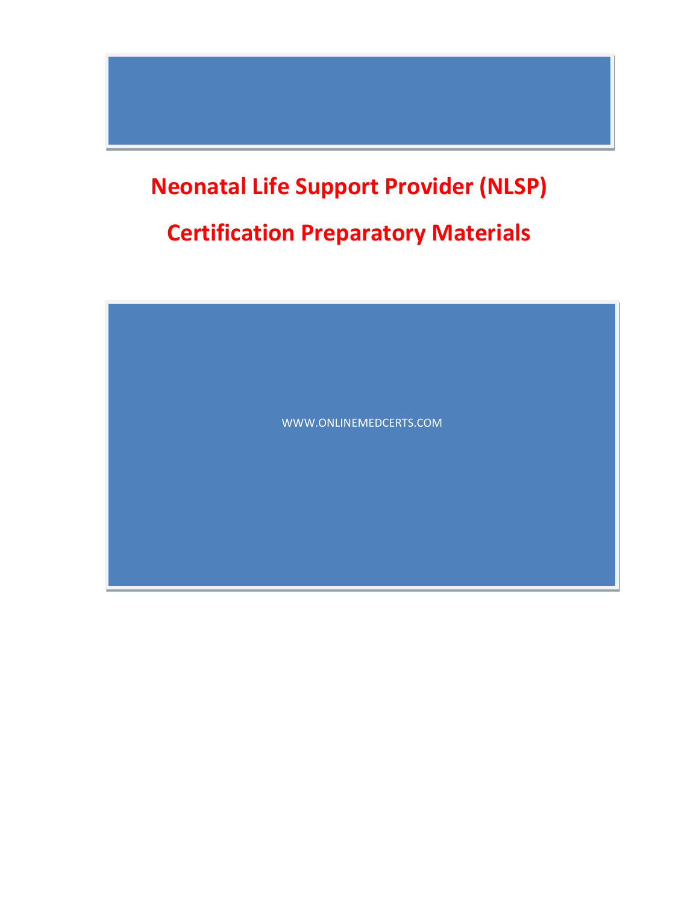# Neonatal Life Support Provider (NLSP)

# Certification Preparatory Materials

WWW.ONLINEMEDCERTS.COM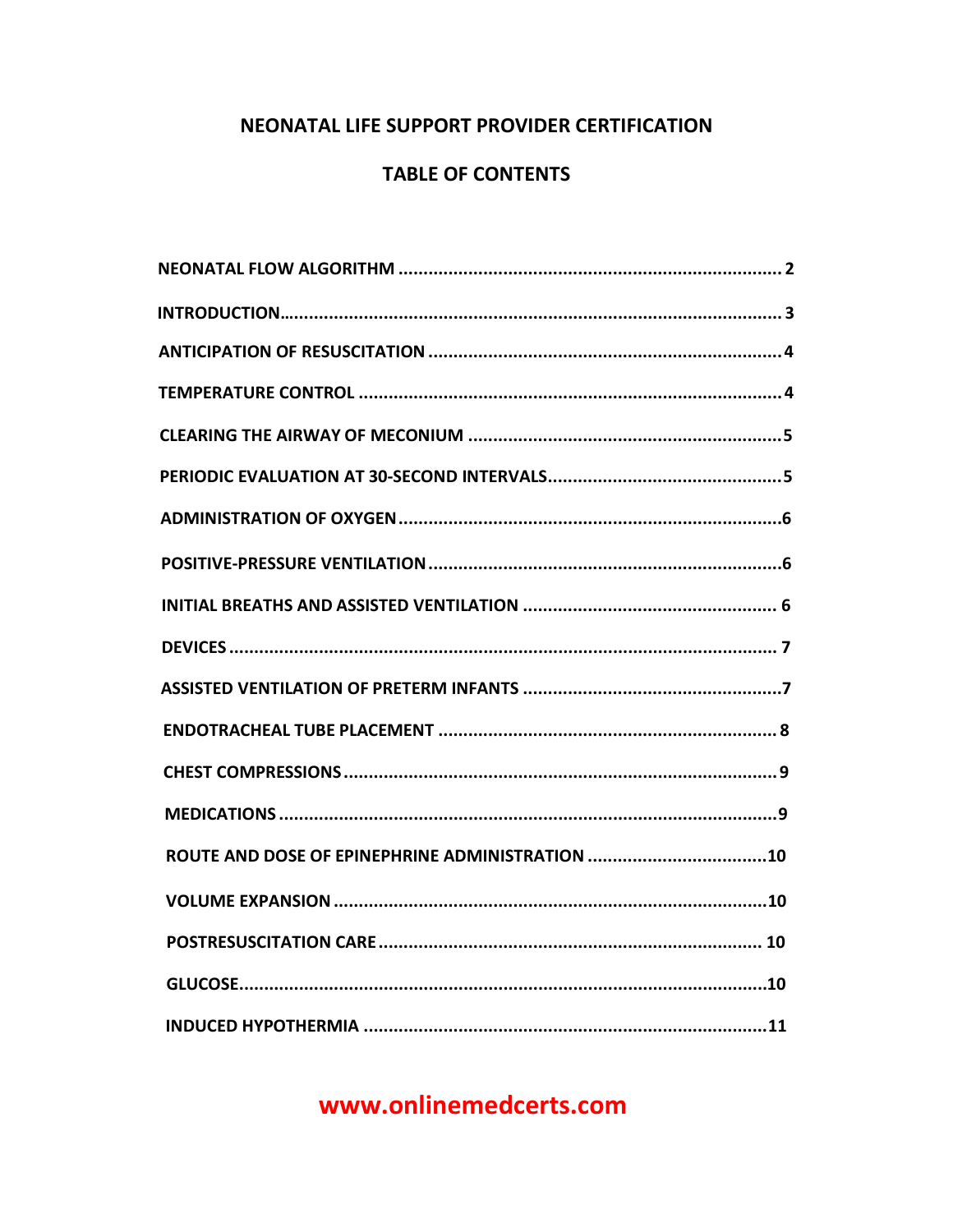# NEONATAL LIFE SUPPORT PROVIDER CERTIFICATION

## TABLE OF CONTENTS

**NEONATAL FLOW ALGORITHM ............................................................................ 2**

**INTRODUCTION…....................................................................................................... 3**

**ANTICIPATION OF RESUSCITATION ...................................................................... 4**

**TEMPERATURE CONTROL ........................................................................................ 4**

**CLEARING THE AIRWAY OF MECONIUM ...............................................................5**

**PERIODIC EVALUATION AT 30-SECOND INTERVALS...............................................5**

**ADMINISTRATION OF OXYGEN ...........................................................................6**

**POSITIVE-PRESSURE VENTILATION ......................................................................6**

**INITIAL BREATHS AND ASSISTED VENTILATION ................................................... 6**

**DEVICES ............................................................................................................... 7**

**ASSISTED VENTILATION OF PRETERM INFANTS ...................................................7**

**ENDOTRACHEAL TUBE PLACEMENT .................................................................... 8**

**CHEST COMPRESSIONS ....................................................................................... 9**

**MEDICATIONS ....................................................................................................9**

**ROUTE AND DOSE OF EPINEPHRINE ADMINISTRATION ....................................10**

**VOLUME EXPANSION .......................................................................................10**

**POSTRESUSCITATION CARE ............................................................................. 10**

**GLUCOSE...........................................................................................................10**

**INDUCED HYPOTHERMIA .................................................................................11**

**www.onlinemedcerts.com**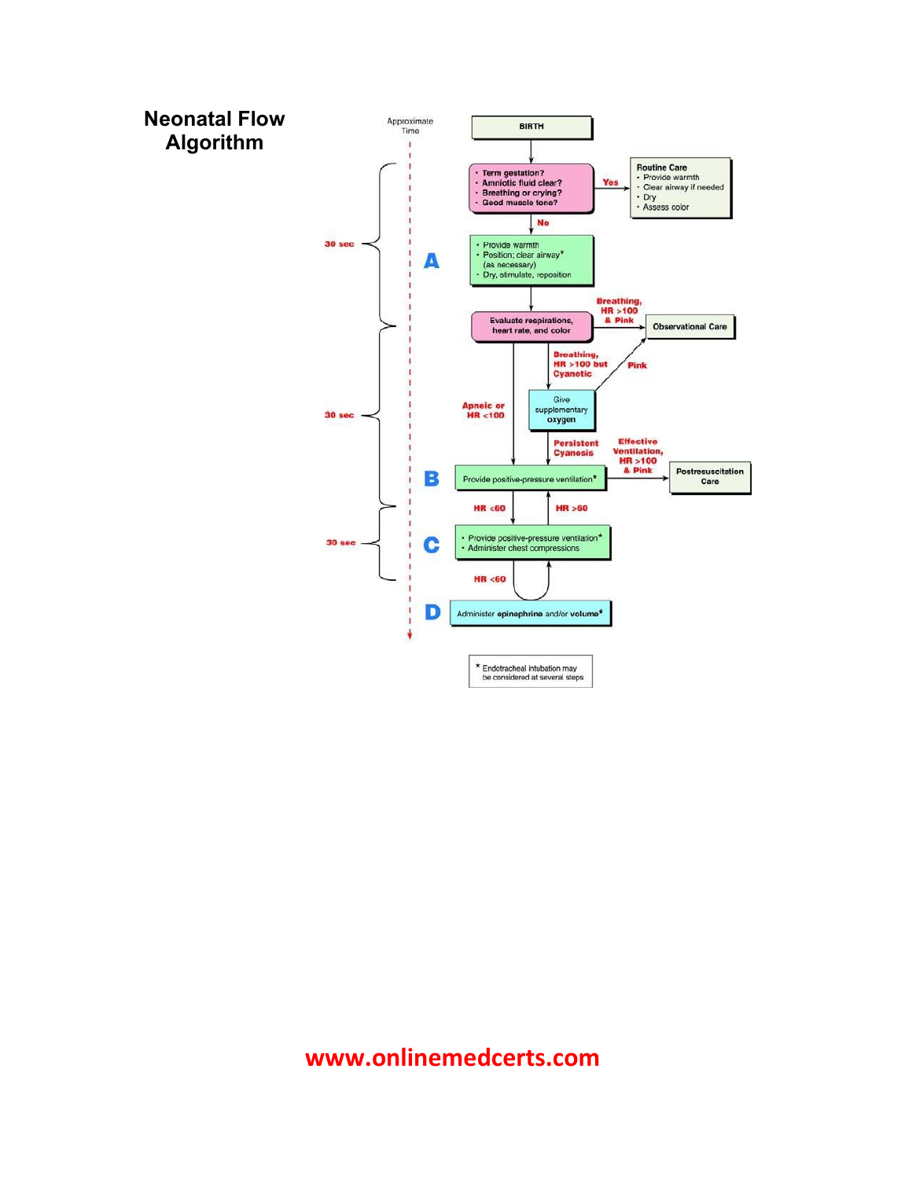# Neonatal Flow Algorithm

Approximate Time

**BIRTH**

- Term gestation?
- Amniotic fluid clear?
- Breathing or crying?
- Good muscle tone?

**Yes** → **Routine Care**
- Provide warmth
- Clear airway if needed
- Dry
- Assess color

**No** ↓

**A** (30 sec)
- Provide warmth
- Position; clear airway* (as necessary)
- Dry, stimulate, reposition

Evaluate respirations, heart rate, and color

- **Breathing, HR >100 & Pink** → Observational Care
- **Breathing, HR >100 but Cyanotic** → Give supplementary oxygen
  - **Pink** → Observational Care
  - **Persistent Cyanosis** → Provide positive-pressure ventilation*
- **Apneic or HR <100** → Provide positive-pressure ventilation*

**B** (30 sec)

Provide positive-pressure ventilation*

- **Effective Ventilation, HR >100 & Pink** → Postresuscitation Care
- **HR <60** → C

**C** (30 sec)
- Provide positive-pressure ventilation*
- Administer chest compressions

- **HR >60** → B
- **HR <60** → D

**D**

Administer **epinephrine** and/or **volume***

\* Endotracheal intubation may be considered at several steps

www.onlinemedcerts.com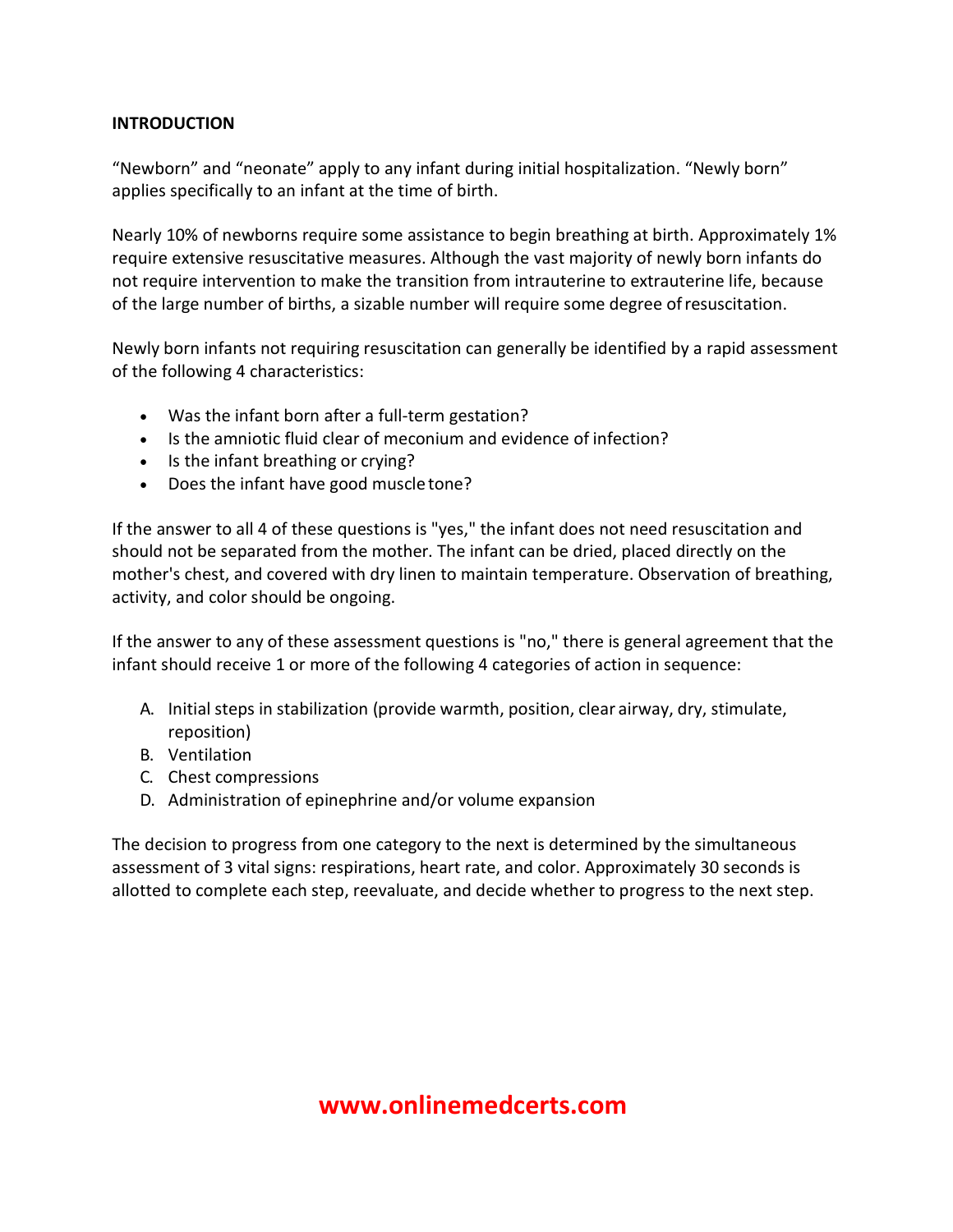## INTRODUCTION

“Newborn” and “neonate” apply to any infant during initial hospitalization. “Newly born” applies specifically to an infant at the time of birth.

Nearly 10% of newborns require some assistance to begin breathing at birth. Approximately 1% require extensive resuscitative measures. Although the vast majority of newly born infants do not require intervention to make the transition from intrauterine to extrauterine life, because of the large number of births, a sizable number will require some degree of resuscitation.

Newly born infants not requiring resuscitation can generally be identified by a rapid assessment of the following 4 characteristics:

- Was the infant born after a full-term gestation?
- Is the amniotic fluid clear of meconium and evidence of infection?
- Is the infant breathing or crying?
- Does the infant have good muscle tone?

If the answer to all 4 of these questions is "yes," the infant does not need resuscitation and should not be separated from the mother. The infant can be dried, placed directly on the mother's chest, and covered with dry linen to maintain temperature. Observation of breathing, activity, and color should be ongoing.

If the answer to any of these assessment questions is "no," there is general agreement that the infant should receive 1 or more of the following 4 categories of action in sequence:

A. Initial steps in stabilization (provide warmth, position, clear airway, dry, stimulate, reposition)
B. Ventilation
C. Chest compressions
D. Administration of epinephrine and/or volume expansion

The decision to progress from one category to the next is determined by the simultaneous assessment of 3 vital signs: respirations, heart rate, and color. Approximately 30 seconds is allotted to complete each step, reevaluate, and decide whether to progress to the next step.

www.onlinemedcerts.com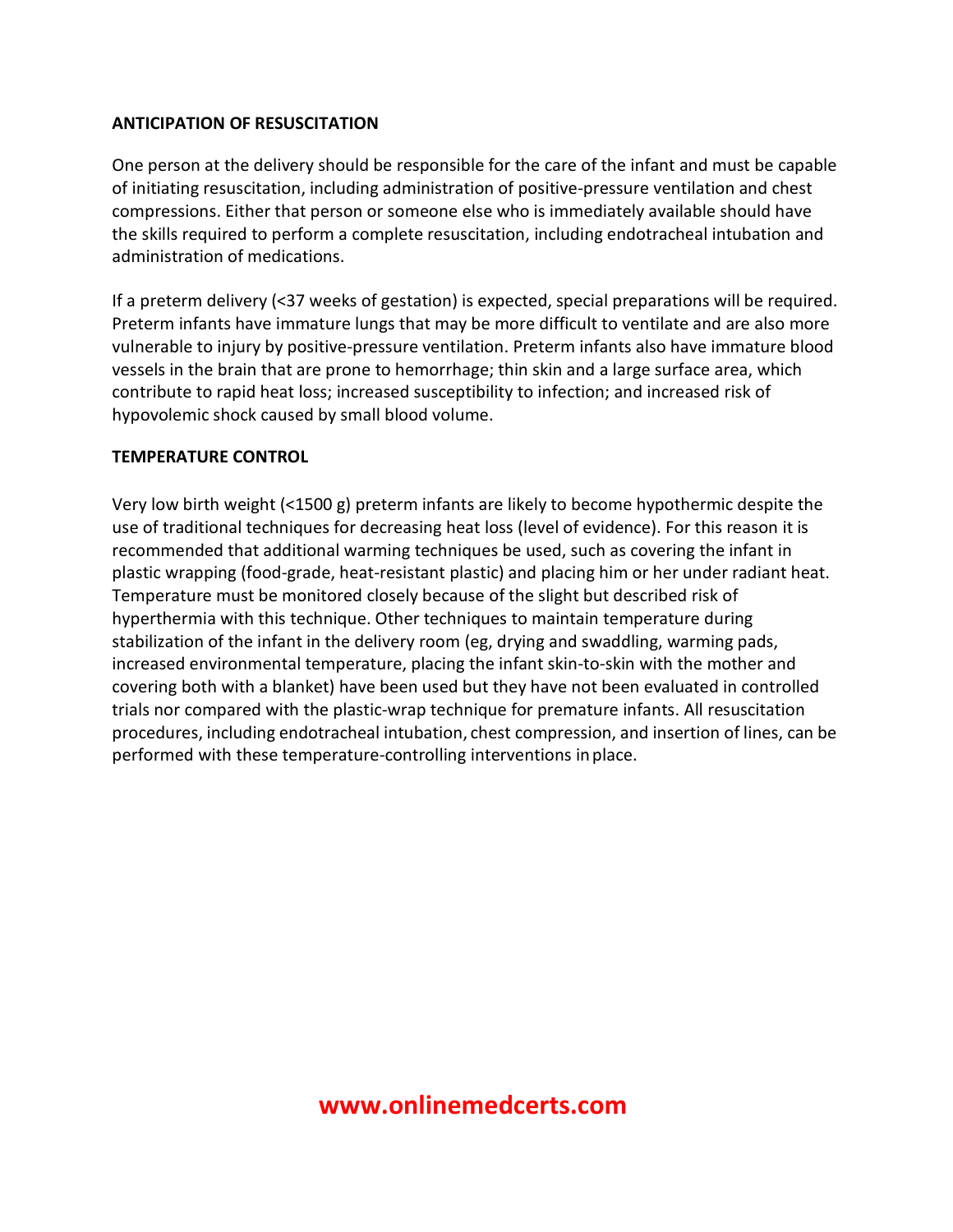## ANTICIPATION OF RESUSCITATION

One person at the delivery should be responsible for the care of the infant and must be capable of initiating resuscitation, including administration of positive-pressure ventilation and chest compressions. Either that person or someone else who is immediately available should have the skills required to perform a complete resuscitation, including endotracheal intubation and administration of medications.

If a preterm delivery (<37 weeks of gestation) is expected, special preparations will be required. Preterm infants have immature lungs that may be more difficult to ventilate and are also more vulnerable to injury by positive-pressure ventilation. Preterm infants also have immature blood vessels in the brain that are prone to hemorrhage; thin skin and a large surface area, which contribute to rapid heat loss; increased susceptibility to infection; and increased risk of hypovolemic shock caused by small blood volume.

## TEMPERATURE CONTROL

Very low birth weight (<1500 g) preterm infants are likely to become hypothermic despite the use of traditional techniques for decreasing heat loss (level of evidence). For this reason it is recommended that additional warming techniques be used, such as covering the infant in plastic wrapping (food-grade, heat-resistant plastic) and placing him or her under radiant heat. Temperature must be monitored closely because of the slight but described risk of hyperthermia with this technique. Other techniques to maintain temperature during stabilization of the infant in the delivery room (eg, drying and swaddling, warming pads, increased environmental temperature, placing the infant skin-to-skin with the mother and covering both with a blanket) have been used but they have not been evaluated in controlled trials nor compared with the plastic-wrap technique for premature infants. All resuscitation procedures, including endotracheal intubation, chest compression, and insertion of lines, can be performed with these temperature-controlling interventions in place.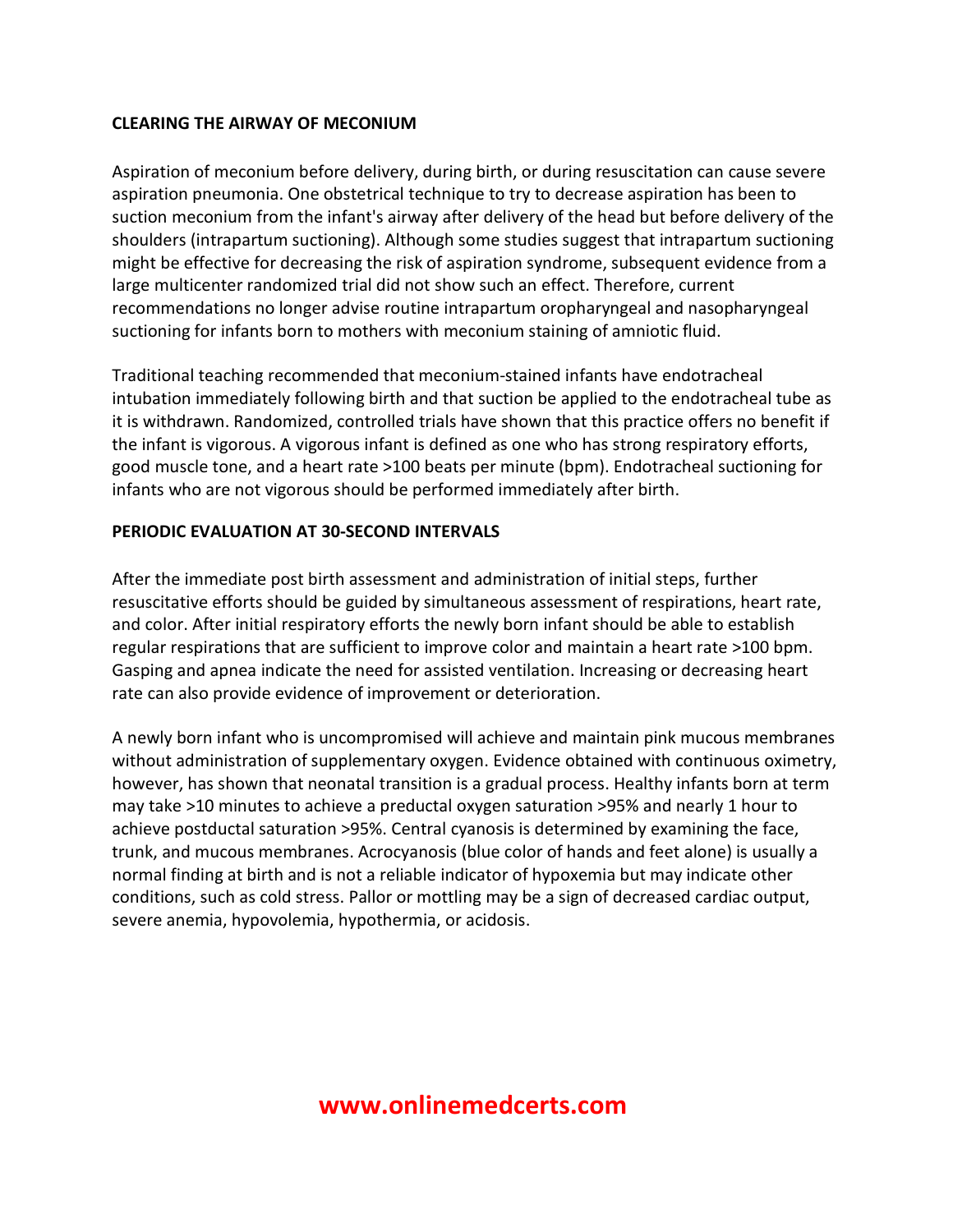## CLEARING THE AIRWAY OF MECONIUM

Aspiration of meconium before delivery, during birth, or during resuscitation can cause severe aspiration pneumonia. One obstetrical technique to try to decrease aspiration has been to suction meconium from the infant's airway after delivery of the head but before delivery of the shoulders (intrapartum suctioning). Although some studies suggest that intrapartum suctioning might be effective for decreasing the risk of aspiration syndrome, subsequent evidence from a large multicenter randomized trial did not show such an effect. Therefore, current recommendations no longer advise routine intrapartum oropharyngeal and nasopharyngeal suctioning for infants born to mothers with meconium staining of amniotic fluid.

Traditional teaching recommended that meconium-stained infants have endotracheal intubation immediately following birth and that suction be applied to the endotracheal tube as it is withdrawn. Randomized, controlled trials have shown that this practice offers no benefit if the infant is vigorous. A vigorous infant is defined as one who has strong respiratory efforts, good muscle tone, and a heart rate >100 beats per minute (bpm). Endotracheal suctioning for infants who are not vigorous should be performed immediately after birth.

## PERIODIC EVALUATION AT 30-SECOND INTERVALS

After the immediate post birth assessment and administration of initial steps, further resuscitative efforts should be guided by simultaneous assessment of respirations, heart rate, and color. After initial respiratory efforts the newly born infant should be able to establish regular respirations that are sufficient to improve color and maintain a heart rate >100 bpm. Gasping and apnea indicate the need for assisted ventilation. Increasing or decreasing heart rate can also provide evidence of improvement or deterioration.

A newly born infant who is uncompromised will achieve and maintain pink mucous membranes without administration of supplementary oxygen. Evidence obtained with continuous oximetry, however, has shown that neonatal transition is a gradual process. Healthy infants born at term may take >10 minutes to achieve a preductal oxygen saturation >95% and nearly 1 hour to achieve postductal saturation >95%. Central cyanosis is determined by examining the face, trunk, and mucous membranes. Acrocyanosis (blue color of hands and feet alone) is usually a normal finding at birth and is not a reliable indicator of hypoxemia but may indicate other conditions, such as cold stress. Pallor or mottling may be a sign of decreased cardiac output, severe anemia, hypovolemia, hypothermia, or acidosis.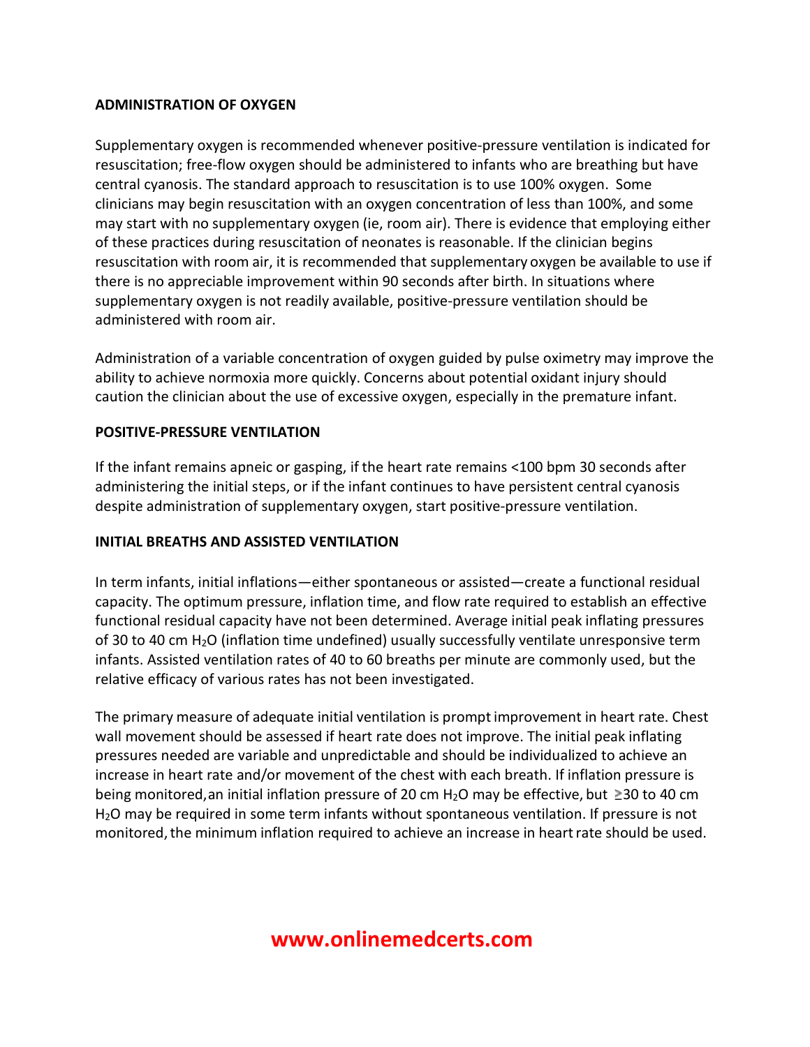## ADMINISTRATION OF OXYGEN

Supplementary oxygen is recommended whenever positive-pressure ventilation is indicated for resuscitation; free-flow oxygen should be administered to infants who are breathing but have central cyanosis. The standard approach to resuscitation is to use 100% oxygen. Some clinicians may begin resuscitation with an oxygen concentration of less than 100%, and some may start with no supplementary oxygen (ie, room air). There is evidence that employing either of these practices during resuscitation of neonates is reasonable. If the clinician begins resuscitation with room air, it is recommended that supplementary oxygen be available to use if there is no appreciable improvement within 90 seconds after birth. In situations where supplementary oxygen is not readily available, positive-pressure ventilation should be administered with room air.

Administration of a variable concentration of oxygen guided by pulse oximetry may improve the ability to achieve normoxia more quickly. Concerns about potential oxidant injury should caution the clinician about the use of excessive oxygen, especially in the premature infant.

## POSITIVE-PRESSURE VENTILATION

If the infant remains apneic or gasping, if the heart rate remains <100 bpm 30 seconds after administering the initial steps, or if the infant continues to have persistent central cyanosis despite administration of supplementary oxygen, start positive-pressure ventilation.

## INITIAL BREATHS AND ASSISTED VENTILATION

In term infants, initial inflations—either spontaneous or assisted—create a functional residual capacity. The optimum pressure, inflation time, and flow rate required to establish an effective functional residual capacity have not been determined. Average initial peak inflating pressures of 30 to 40 cm $H_2O$ (inflation time undefined) usually successfully ventilate unresponsive term infants. Assisted ventilation rates of 40 to 60 breaths per minute are commonly used, but the relative efficacy of various rates has not been investigated.

The primary measure of adequate initial ventilation is prompt improvement in heart rate. Chest wall movement should be assessed if heart rate does not improve. The initial peak inflating pressures needed are variable and unpredictable and should be individualized to achieve an increase in heart rate and/or movement of the chest with each breath. If inflation pressure is being monitored, an initial inflation pressure of 20 cm $H_2O$ may be effective, but ≥30 to 40 cm $H_2O$ may be required in some term infants without spontaneous ventilation. If pressure is not monitored, the minimum inflation required to achieve an increase in heart rate should be used.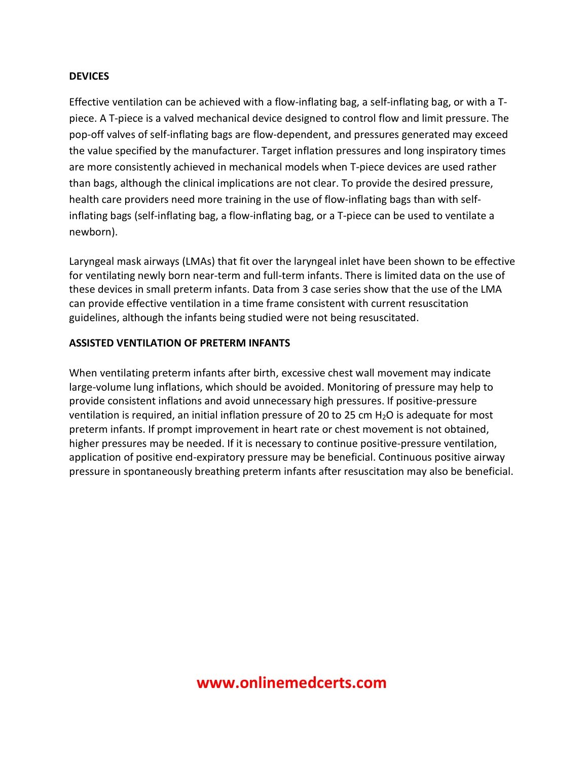## DEVICES

Effective ventilation can be achieved with a flow-inflating bag, a self-inflating bag, or with a T-piece. A T-piece is a valved mechanical device designed to control flow and limit pressure. The pop-off valves of self-inflating bags are flow-dependent, and pressures generated may exceed the value specified by the manufacturer. Target inflation pressures and long inspiratory times are more consistently achieved in mechanical models when T-piece devices are used rather than bags, although the clinical implications are not clear. To provide the desired pressure, health care providers need more training in the use of flow-inflating bags than with self-inflating bags (self-inflating bag, a flow-inflating bag, or a T-piece can be used to ventilate a newborn).

Laryngeal mask airways (LMAs) that fit over the laryngeal inlet have been shown to be effective for ventilating newly born near-term and full-term infants. There is limited data on the use of these devices in small preterm infants. Data from 3 case series show that the use of the LMA can provide effective ventilation in a time frame consistent with current resuscitation guidelines, although the infants being studied were not being resuscitated.

## ASSISTED VENTILATION OF PRETERM INFANTS

When ventilating preterm infants after birth, excessive chest wall movement may indicate large-volume lung inflations, which should be avoided. Monitoring of pressure may help to provide consistent inflations and avoid unnecessary high pressures. If positive-pressure ventilation is required, an initial inflation pressure of 20 to 25 cm $H_2O$ is adequate for most preterm infants. If prompt improvement in heart rate or chest movement is not obtained, higher pressures may be needed. If it is necessary to continue positive-pressure ventilation, application of positive end-expiratory pressure may be beneficial. Continuous positive airway pressure in spontaneously breathing preterm infants after resuscitation may also be beneficial.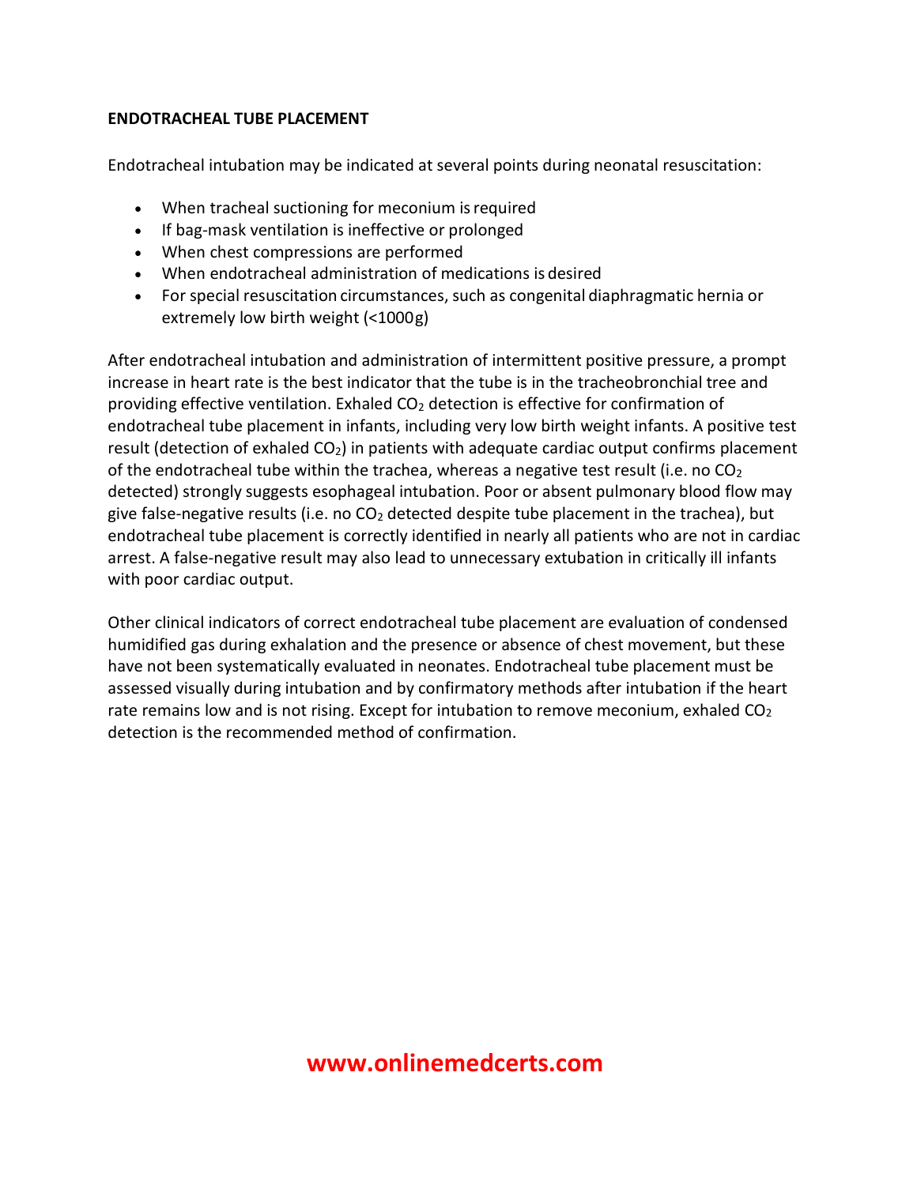## ENDOTRACHEAL TUBE PLACEMENT

Endotracheal intubation may be indicated at several points during neonatal resuscitation:

- When tracheal suctioning for meconium is required
- If bag-mask ventilation is ineffective or prolonged
- When chest compressions are performed
- When endotracheal administration of medications is desired
- For special resuscitation circumstances, such as congenital diaphragmatic hernia or extremely low birth weight (<1000g)

After endotracheal intubation and administration of intermittent positive pressure, a prompt increase in heart rate is the best indicator that the tube is in the tracheobronchial tree and providing effective ventilation. Exhaled $CO_2$ detection is effective for confirmation of endotracheal tube placement in infants, including very low birth weight infants. A positive test result (detection of exhaled $CO_2$) in patients with adequate cardiac output confirms placement of the endotracheal tube within the trachea, whereas a negative test result (i.e. no $CO_2$ detected) strongly suggests esophageal intubation. Poor or absent pulmonary blood flow may give false-negative results (i.e. no $CO_2$ detected despite tube placement in the trachea), but endotracheal tube placement is correctly identified in nearly all patients who are not in cardiac arrest. A false-negative result may also lead to unnecessary extubation in critically ill infants with poor cardiac output.

Other clinical indicators of correct endotracheal tube placement are evaluation of condensed humidified gas during exhalation and the presence or absence of chest movement, but these have not been systematically evaluated in neonates. Endotracheal tube placement must be assessed visually during intubation and by confirmatory methods after intubation if the heart rate remains low and is not rising. Except for intubation to remove meconium, exhaled $CO_2$ detection is the recommended method of confirmation.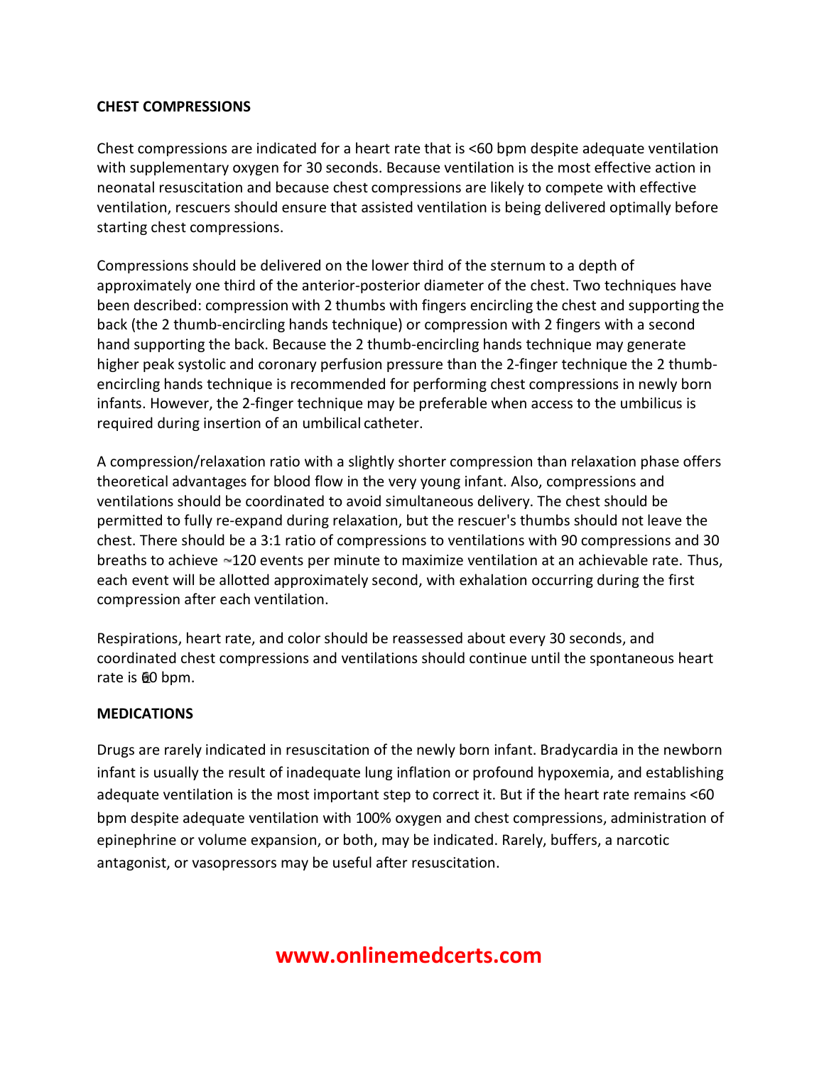**CHEST COMPRESSIONS**

Chest compressions are indicated for a heart rate that is <60 bpm despite adequate ventilation with supplementary oxygen for 30 seconds. Because ventilation is the most effective action in neonatal resuscitation and because chest compressions are likely to compete with effective ventilation, rescuers should ensure that assisted ventilation is being delivered optimally before starting chest compressions.

Compressions should be delivered on the lower third of the sternum to a depth of approximately one third of the anterior-posterior diameter of the chest. Two techniques have been described: compression with 2 thumbs with fingers encircling the chest and supporting the back (the 2 thumb-encircling hands technique) or compression with 2 fingers with a second hand supporting the back. Because the 2 thumb-encircling hands technique may generate higher peak systolic and coronary perfusion pressure than the 2-finger technique the 2 thumb-encircling hands technique is recommended for performing chest compressions in newly born infants. However, the 2-finger technique may be preferable when access to the umbilicus is required during insertion of an umbilical catheter.

A compression/relaxation ratio with a slightly shorter compression than relaxation phase offers theoretical advantages for blood flow in the very young infant. Also, compressions and ventilations should be coordinated to avoid simultaneous delivery. The chest should be permitted to fully re-expand during relaxation, but the rescuer's thumbs should not leave the chest. There should be a 3:1 ratio of compressions to ventilations with 90 compressions and 30 breaths to achieve ~120 events per minute to maximize ventilation at an achievable rate. Thus, each event will be allotted approximately second, with exhalation occurring during the first compression after each ventilation.

Respirations, heart rate, and color should be reassessed about every 30 seconds, and coordinated chest compressions and ventilations should continue until the spontaneous heart rate is ≥60 bpm.

**MEDICATIONS**

Drugs are rarely indicated in resuscitation of the newly born infant. Bradycardia in the newborn infant is usually the result of inadequate lung inflation or profound hypoxemia, and establishing adequate ventilation is the most important step to correct it. But if the heart rate remains <60 bpm despite adequate ventilation with 100% oxygen and chest compressions, administration of epinephrine or volume expansion, or both, may be indicated. Rarely, buffers, a narcotic antagonist, or vasopressors may be useful after resuscitation.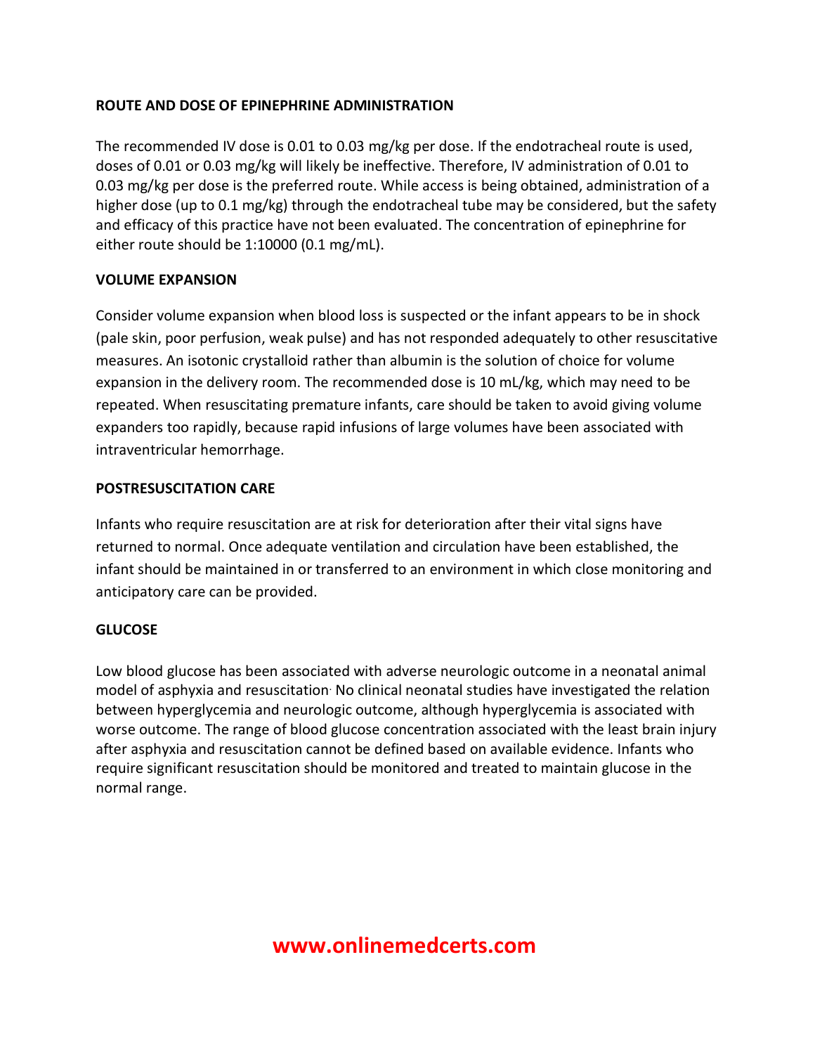## ROUTE AND DOSE OF EPINEPHRINE ADMINISTRATION

The recommended IV dose is 0.01 to 0.03 mg/kg per dose. If the endotracheal route is used, doses of 0.01 or 0.03 mg/kg will likely be ineffective. Therefore, IV administration of 0.01 to 0.03 mg/kg per dose is the preferred route. While access is being obtained, administration of a higher dose (up to 0.1 mg/kg) through the endotracheal tube may be considered, but the safety and efficacy of this practice have not been evaluated. The concentration of epinephrine for either route should be 1:10000 (0.1 mg/mL).

## VOLUME EXPANSION

Consider volume expansion when blood loss is suspected or the infant appears to be in shock (pale skin, poor perfusion, weak pulse) and has not responded adequately to other resuscitative measures. An isotonic crystalloid rather than albumin is the solution of choice for volume expansion in the delivery room. The recommended dose is 10 mL/kg, which may need to be repeated. When resuscitating premature infants, care should be taken to avoid giving volume expanders too rapidly, because rapid infusions of large volumes have been associated with intraventricular hemorrhage.

## POSTRESUSCITATION CARE

Infants who require resuscitation are at risk for deterioration after their vital signs have returned to normal. Once adequate ventilation and circulation have been established, the infant should be maintained in or transferred to an environment in which close monitoring and anticipatory care can be provided.

## GLUCOSE

Low blood glucose has been associated with adverse neurologic outcome in a neonatal animal model of asphyxia and resuscitation. No clinical neonatal studies have investigated the relation between hyperglycemia and neurologic outcome, although hyperglycemia is associated with worse outcome. The range of blood glucose concentration associated with the least brain injury after asphyxia and resuscitation cannot be defined based on available evidence. Infants who require significant resuscitation should be monitored and treated to maintain glucose in the normal range.

www.onlinemedcerts.com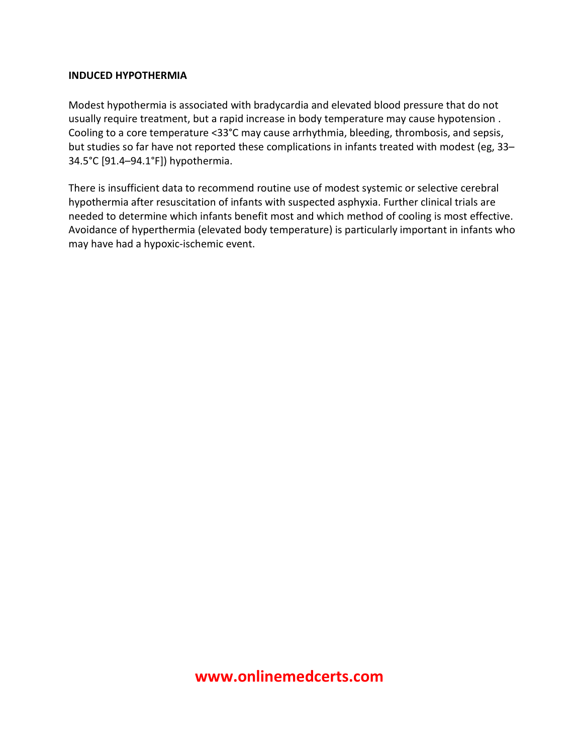**INDUCED HYPOTHERMIA**

Modest hypothermia is associated with bradycardia and elevated blood pressure that do not usually require treatment, but a rapid increase in body temperature may cause hypotension . Cooling to a core temperature <33°C may cause arrhythmia, bleeding, thrombosis, and sepsis, but studies so far have not reported these complications in infants treated with modest (eg, 33–34.5°C [91.4–94.1°F]) hypothermia.

There is insufficient data to recommend routine use of modest systemic or selective cerebral hypothermia after resuscitation of infants with suspected asphyxia. Further clinical trials are needed to determine which infants benefit most and which method of cooling is most effective. Avoidance of hyperthermia (elevated body temperature) is particularly important in infants who may have had a hypoxic-ischemic event.